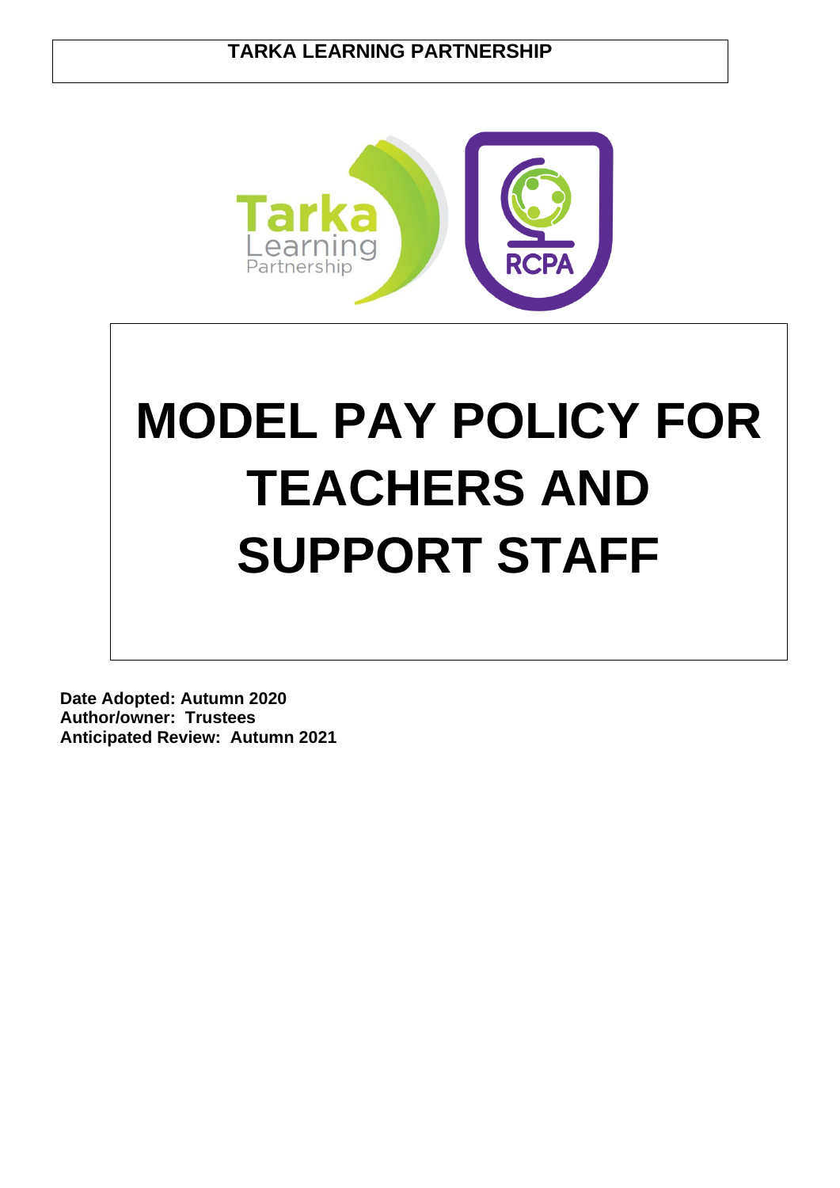**TARKA LEARNING PARTNERSHIP**

# MODEL PAY POLICY FOR TEACHERS AND SUPPORT STAFF

**Date Adopted: Autumn 2020**
**Author/owner: Trustees**
**Anticipated Review: Autumn 2021**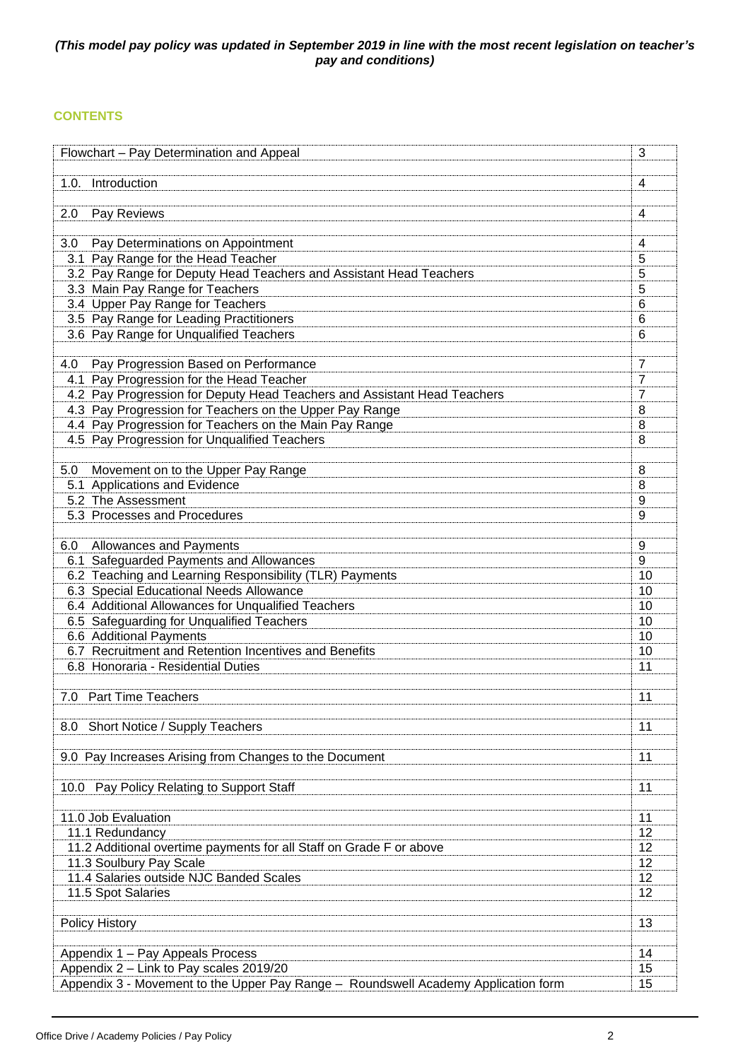***(This model pay policy was updated in September 2019 in line with the most recent legislation on teacher's pay and conditions)***

## CONTENTS

| | |
|---|---|
| Flowchart – Pay Determination and Appeal | 3 |
| | |
| 1.0. Introduction | 4 |
| | |
| 2.0 Pay Reviews | 4 |
| | |
| 3.0 Pay Determinations on Appointment | 4 |
| 3.1 Pay Range for the Head Teacher | 5 |
| 3.2 Pay Range for Deputy Head Teachers and Assistant Head Teachers | 5 |
| 3.3 Main Pay Range for Teachers | 5 |
| 3.4 Upper Pay Range for Teachers | 6 |
| 3.5 Pay Range for Leading Practitioners | 6 |
| 3.6 Pay Range for Unqualified Teachers | 6 |
| | |
| 4.0 Pay Progression Based on Performance | 7 |
| 4.1 Pay Progression for the Head Teacher | 7 |
| 4.2 Pay Progression for Deputy Head Teachers and Assistant Head Teachers | 7 |
| 4.3 Pay Progression for Teachers on the Upper Pay Range | 8 |
| 4.4 Pay Progression for Teachers on the Main Pay Range | 8 |
| 4.5 Pay Progression for Unqualified Teachers | 8 |
| | |
| 5.0 Movement on to the Upper Pay Range | 8 |
| 5.1 Applications and Evidence | 8 |
| 5.2 The Assessment | 9 |
| 5.3 Processes and Procedures | 9 |
| | |
| 6.0 Allowances and Payments | 9 |
| 6.1 Safeguarded Payments and Allowances | 9 |
| 6.2 Teaching and Learning Responsibility (TLR) Payments | 10 |
| 6.3 Special Educational Needs Allowance | 10 |
| 6.4 Additional Allowances for Unqualified Teachers | 10 |
| 6.5 Safeguarding for Unqualified Teachers | 10 |
| 6.6 Additional Payments | 10 |
| 6.7 Recruitment and Retention Incentives and Benefits | 10 |
| 6.8 Honoraria - Residential Duties | 11 |
| | |
| 7.0 Part Time Teachers | 11 |
| | |
| 8.0 Short Notice / Supply Teachers | 11 |
| | |
| 9.0 Pay Increases Arising from Changes to the Document | 11 |
| | |
| 10.0 Pay Policy Relating to Support Staff | 11 |
| | |
| 11.0 Job Evaluation | 11 |
| 11.1 Redundancy | 12 |
| 11.2 Additional overtime payments for all Staff on Grade F or above | 12 |
| 11.3 Soulbury Pay Scale | 12 |
| 11.4 Salaries outside NJC Banded Scales | 12 |
| 11.5 Spot Salaries | 12 |
| | |
| Policy History | 13 |
| | |
| Appendix 1 – Pay Appeals Process | 14 |
| Appendix 2 – Link to Pay scales 2019/20 | 15 |
| Appendix 3 - Movement to the Upper Pay Range – Roundswell Academy Application form | 15 |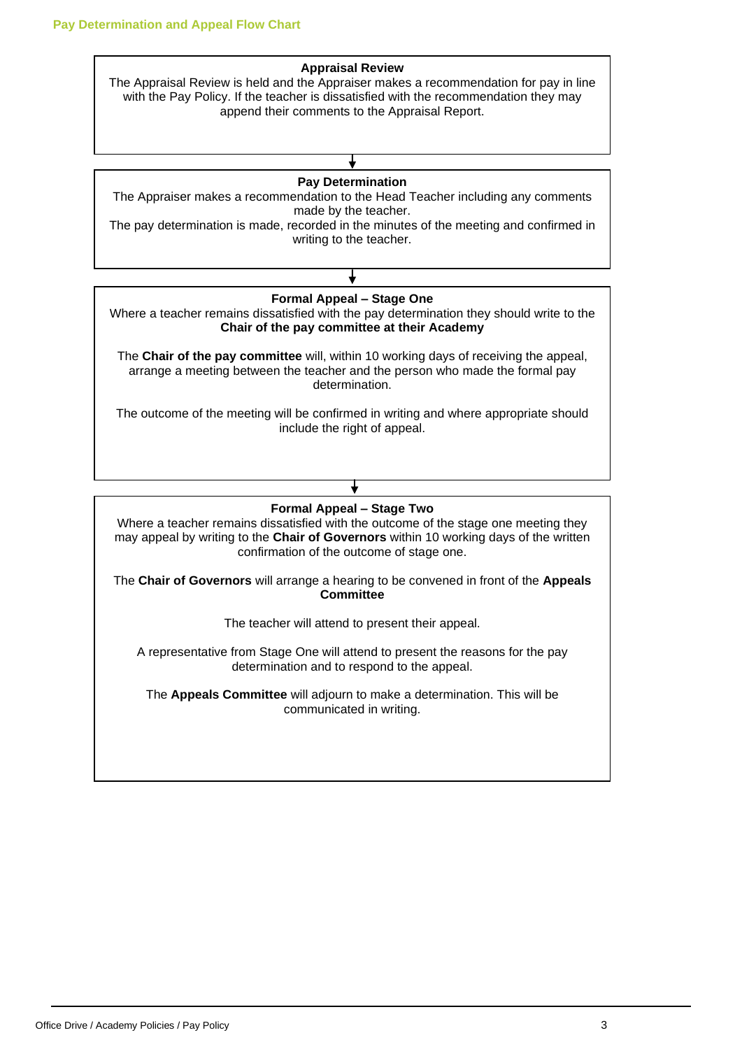## Pay Determination and Appeal Flow Chart

### Appraisal Review

The Appraisal Review is held and the Appraiser makes a recommendation for pay in line with the Pay Policy. If the teacher is dissatisfied with the recommendation they may append their comments to the Appraisal Report.

↓

### Pay Determination

The Appraiser makes a recommendation to the Head Teacher including any comments made by the teacher.

The pay determination is made, recorded in the minutes of the meeting and confirmed in writing to the teacher.

↓

### Formal Appeal – Stage One

Where a teacher remains dissatisfied with the pay determination they should write to the **Chair of the pay committee at their Academy**

The **Chair of the pay committee** will, within 10 working days of receiving the appeal, arrange a meeting between the teacher and the person who made the formal pay determination.

The outcome of the meeting will be confirmed in writing and where appropriate should include the right of appeal.

↓

### Formal Appeal – Stage Two

Where a teacher remains dissatisfied with the outcome of the stage one meeting they may appeal by writing to the **Chair of Governors** within 10 working days of the written confirmation of the outcome of stage one.

The **Chair of Governors** will arrange a hearing to be convened in front of the **Appeals Committee**

The teacher will attend to present their appeal.

A representative from Stage One will attend to present the reasons for the pay determination and to respond to the appeal.

The **Appeals Committee** will adjourn to make a determination. This will be communicated in writing.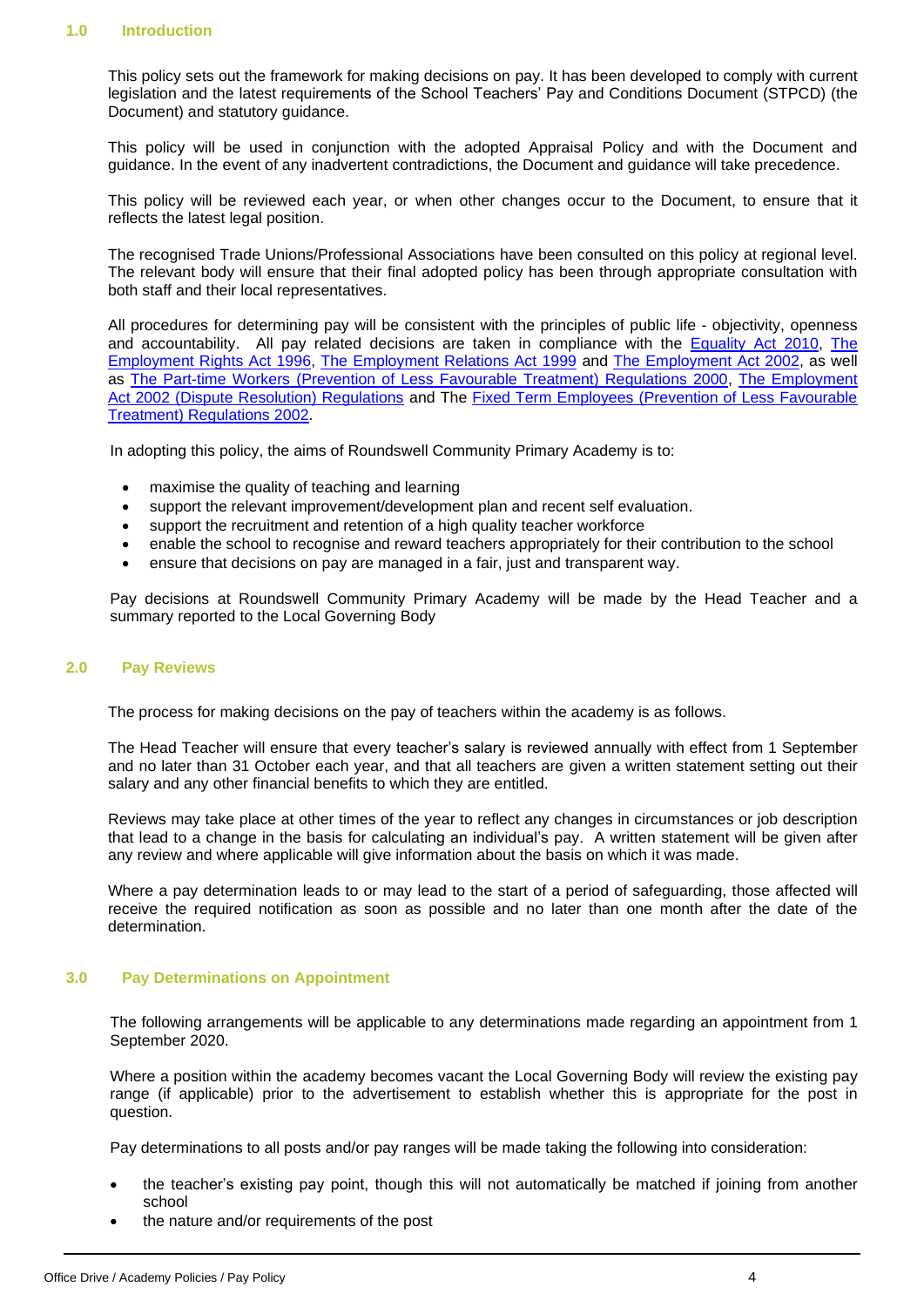## 1.0 Introduction

This policy sets out the framework for making decisions on pay. It has been developed to comply with current legislation and the latest requirements of the School Teachers' Pay and Conditions Document (STPCD) (the Document) and statutory guidance.

This policy will be used in conjunction with the adopted Appraisal Policy and with the Document and guidance. In the event of any inadvertent contradictions, the Document and guidance will take precedence.

This policy will be reviewed each year, or when other changes occur to the Document, to ensure that it reflects the latest legal position.

The recognised Trade Unions/Professional Associations have been consulted on this policy at regional level. The relevant body will ensure that their final adopted policy has been through appropriate consultation with both staff and their local representatives.

All procedures for determining pay will be consistent with the principles of public life - objectivity, openness and accountability. All pay related decisions are taken in compliance with the Equality Act 2010, The Employment Rights Act 1996, The Employment Relations Act 1999 and The Employment Act 2002, as well as The Part-time Workers (Prevention of Less Favourable Treatment) Regulations 2000, The Employment Act 2002 (Dispute Resolution) Regulations and The Fixed Term Employees (Prevention of Less Favourable Treatment) Regulations 2002.

In adopting this policy, the aims of Roundswell Community Primary Academy is to:

- maximise the quality of teaching and learning
- support the relevant improvement/development plan and recent self evaluation.
- support the recruitment and retention of a high quality teacher workforce
- enable the school to recognise and reward teachers appropriately for their contribution to the school
- ensure that decisions on pay are managed in a fair, just and transparent way.

Pay decisions at Roundswell Community Primary Academy will be made by the Head Teacher and a summary reported to the Local Governing Body

## 2.0 Pay Reviews

The process for making decisions on the pay of teachers within the academy is as follows.

The Head Teacher will ensure that every teacher's salary is reviewed annually with effect from 1 September and no later than 31 October each year, and that all teachers are given a written statement setting out their salary and any other financial benefits to which they are entitled.

Reviews may take place at other times of the year to reflect any changes in circumstances or job description that lead to a change in the basis for calculating an individual's pay. A written statement will be given after any review and where applicable will give information about the basis on which it was made.

Where a pay determination leads to or may lead to the start of a period of safeguarding, those affected will receive the required notification as soon as possible and no later than one month after the date of the determination.

## 3.0 Pay Determinations on Appointment

The following arrangements will be applicable to any determinations made regarding an appointment from 1 September 2020.

Where a position within the academy becomes vacant the Local Governing Body will review the existing pay range (if applicable) prior to the advertisement to establish whether this is appropriate for the post in question.

Pay determinations to all posts and/or pay ranges will be made taking the following into consideration:

- the teacher's existing pay point, though this will not automatically be matched if joining from another school
- the nature and/or requirements of the post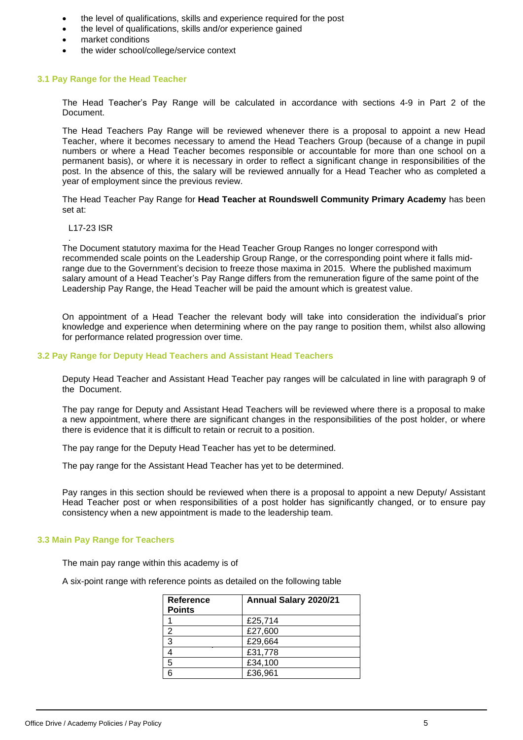- the level of qualifications, skills and experience required for the post
- the level of qualifications, skills and/or experience gained
- market conditions
- the wider school/college/service context

### 3.1 Pay Range for the Head Teacher

The Head Teacher's Pay Range will be calculated in accordance with sections 4-9 in Part 2 of the Document.

The Head Teachers Pay Range will be reviewed whenever there is a proposal to appoint a new Head Teacher, where it becomes necessary to amend the Head Teachers Group (because of a change in pupil numbers or where a Head Teacher becomes responsible or accountable for more than one school on a permanent basis), or where it is necessary in order to reflect a significant change in responsibilities of the post. In the absence of this, the salary will be reviewed annually for a Head Teacher who as completed a year of employment since the previous review.

The Head Teacher Pay Range for **Head Teacher at Roundswell Community Primary Academy** has been set at:

L17-23 ISR

The Document statutory maxima for the Head Teacher Group Ranges no longer correspond with recommended scale points on the Leadership Group Range, or the corresponding point where it falls mid-range due to the Government's decision to freeze those maxima in 2015. Where the published maximum salary amount of a Head Teacher's Pay Range differs from the remuneration figure of the same point of the Leadership Pay Range, the Head Teacher will be paid the amount which is greatest value.

On appointment of a Head Teacher the relevant body will take into consideration the individual's prior knowledge and experience when determining where on the pay range to position them, whilst also allowing for performance related progression over time.

### 3.2 Pay Range for Deputy Head Teachers and Assistant Head Teachers

Deputy Head Teacher and Assistant Head Teacher pay ranges will be calculated in line with paragraph 9 of the Document.

The pay range for Deputy and Assistant Head Teachers will be reviewed where there is a proposal to make a new appointment, where there are significant changes in the responsibilities of the post holder, or where there is evidence that it is difficult to retain or recruit to a position.

The pay range for the Deputy Head Teacher has yet to be determined.

The pay range for the Assistant Head Teacher has yet to be determined.

Pay ranges in this section should be reviewed when there is a proposal to appoint a new Deputy/ Assistant Head Teacher post or when responsibilities of a post holder has significantly changed, or to ensure pay consistency when a new appointment is made to the leadership team.

### 3.3 Main Pay Range for Teachers

The main pay range within this academy is of

A six-point range with reference points as detailed on the following table

| Reference Points | Annual Salary 2020/21 |
|---|---|
| 1 | £25,714 |
| 2 | £27,600 |
| 3 | £29,664 |
| 4 | £31,778 |
| 5 | £34,100 |
| 6 | £36,961 |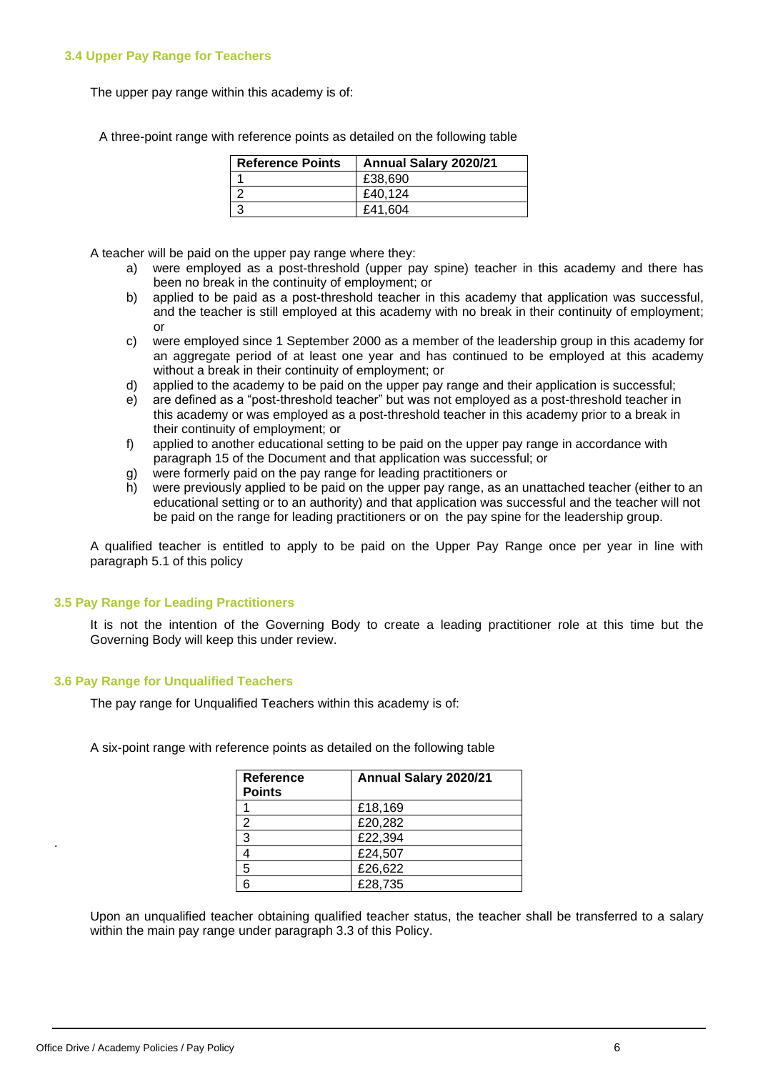### 3.4 Upper Pay Range for Teachers

The upper pay range within this academy is of:

A three-point range with reference points as detailed on the following table

| Reference Points | Annual Salary 2020/21 |
|---|---|
| 1 | £38,690 |
| 2 | £40,124 |
| 3 | £41,604 |

A teacher will be paid on the upper pay range where they:

a) were employed as a post-threshold (upper pay spine) teacher in this academy and there has been no break in the continuity of employment; or
b) applied to be paid as a post-threshold teacher in this academy that application was successful, and the teacher is still employed at this academy with no break in their continuity of employment; or
c) were employed since 1 September 2000 as a member of the leadership group in this academy for an aggregate period of at least one year and has continued to be employed at this academy without a break in their continuity of employment; or
d) applied to the academy to be paid on the upper pay range and their application is successful;
e) are defined as a "post-threshold teacher" but was not employed as a post-threshold teacher in this academy or was employed as a post-threshold teacher in this academy prior to a break in their continuity of employment; or
f) applied to another educational setting to be paid on the upper pay range in accordance with paragraph 15 of the Document and that application was successful; or
g) were formerly paid on the pay range for leading practitioners or
h) were previously applied to be paid on the upper pay range, as an unattached teacher (either to an educational setting or to an authority) and that application was successful and the teacher will not be paid on the range for leading practitioners or on the pay spine for the leadership group.

A qualified teacher is entitled to apply to be paid on the Upper Pay Range once per year in line with paragraph 5.1 of this policy

### 3.5 Pay Range for Leading Practitioners

It is not the intention of the Governing Body to create a leading practitioner role at this time but the Governing Body will keep this under review.

### 3.6 Pay Range for Unqualified Teachers

The pay range for Unqualified Teachers within this academy is of:

A six-point range with reference points as detailed on the following table

| Reference Points | Annual Salary 2020/21 |
|---|---|
| 1 | £18,169 |
| 2 | £20,282 |
| 3 | £22,394 |
| 4 | £24,507 |
| 5 | £26,622 |
| 6 | £28,735 |

Upon an unqualified teacher obtaining qualified teacher status, the teacher shall be transferred to a salary within the main pay range under paragraph 3.3 of this Policy.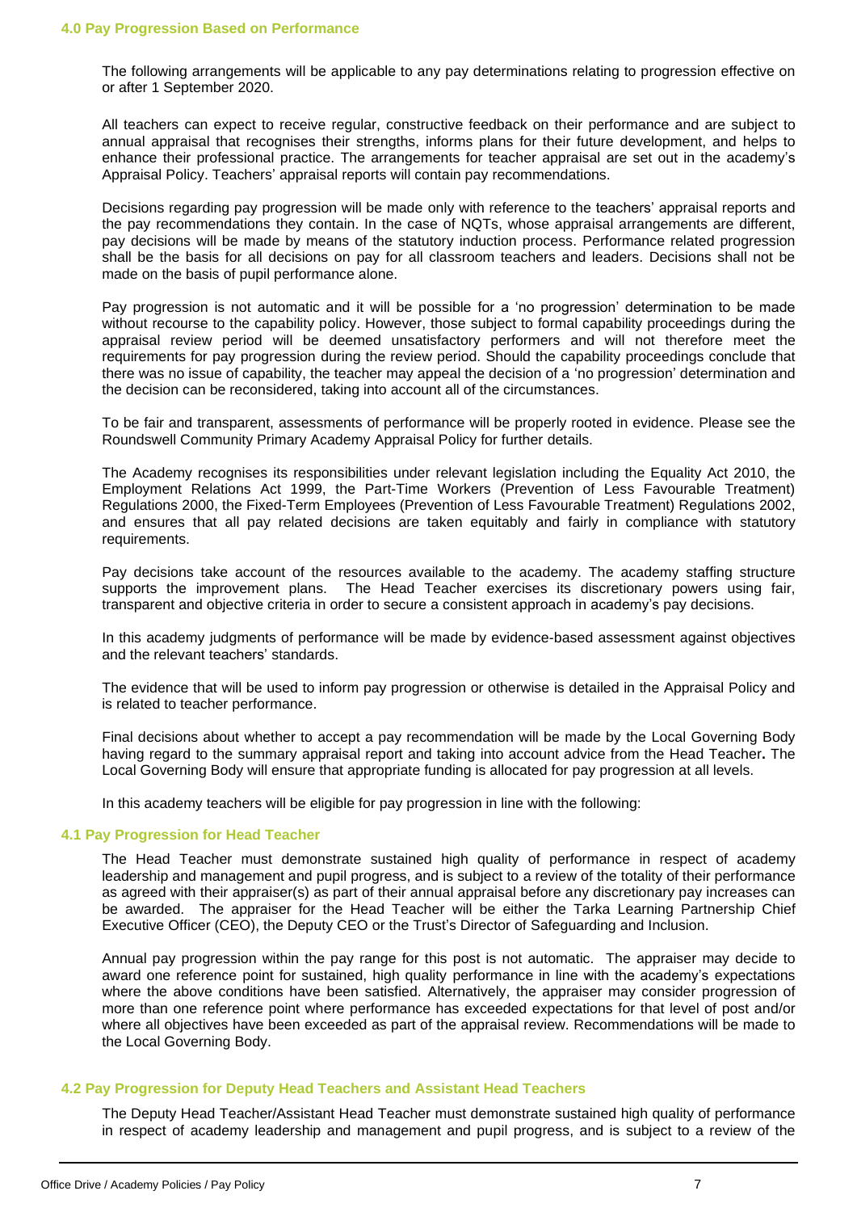## 4.0 Pay Progression Based on Performance

The following arrangements will be applicable to any pay determinations relating to progression effective on or after 1 September 2020.

All teachers can expect to receive regular, constructive feedback on their performance and are subject to annual appraisal that recognises their strengths, informs plans for their future development, and helps to enhance their professional practice. The arrangements for teacher appraisal are set out in the academy's Appraisal Policy. Teachers' appraisal reports will contain pay recommendations.

Decisions regarding pay progression will be made only with reference to the teachers' appraisal reports and the pay recommendations they contain. In the case of NQTs, whose appraisal arrangements are different, pay decisions will be made by means of the statutory induction process. Performance related progression shall be the basis for all decisions on pay for all classroom teachers and leaders. Decisions shall not be made on the basis of pupil performance alone.

Pay progression is not automatic and it will be possible for a 'no progression' determination to be made without recourse to the capability policy. However, those subject to formal capability proceedings during the appraisal review period will be deemed unsatisfactory performers and will not therefore meet the requirements for pay progression during the review period. Should the capability proceedings conclude that there was no issue of capability, the teacher may appeal the decision of a 'no progression' determination and the decision can be reconsidered, taking into account all of the circumstances.

To be fair and transparent, assessments of performance will be properly rooted in evidence. Please see the Roundswell Community Primary Academy Appraisal Policy for further details.

The Academy recognises its responsibilities under relevant legislation including the Equality Act 2010, the Employment Relations Act 1999, the Part-Time Workers (Prevention of Less Favourable Treatment) Regulations 2000, the Fixed-Term Employees (Prevention of Less Favourable Treatment) Regulations 2002, and ensures that all pay related decisions are taken equitably and fairly in compliance with statutory requirements.

Pay decisions take account of the resources available to the academy. The academy staffing structure supports the improvement plans. The Head Teacher exercises its discretionary powers using fair, transparent and objective criteria in order to secure a consistent approach in academy's pay decisions.

In this academy judgments of performance will be made by evidence-based assessment against objectives and the relevant teachers' standards.

The evidence that will be used to inform pay progression or otherwise is detailed in the Appraisal Policy and is related to teacher performance.

Final decisions about whether to accept a pay recommendation will be made by the Local Governing Body having regard to the summary appraisal report and taking into account advice from the Head Teacher**.** The Local Governing Body will ensure that appropriate funding is allocated for pay progression at all levels.

In this academy teachers will be eligible for pay progression in line with the following:

### 4.1 Pay Progression for Head Teacher

The Head Teacher must demonstrate sustained high quality of performance in respect of academy leadership and management and pupil progress, and is subject to a review of the totality of their performance as agreed with their appraiser(s) as part of their annual appraisal before any discretionary pay increases can be awarded. The appraiser for the Head Teacher will be either the Tarka Learning Partnership Chief Executive Officer (CEO), the Deputy CEO or the Trust's Director of Safeguarding and Inclusion.

Annual pay progression within the pay range for this post is not automatic. The appraiser may decide to award one reference point for sustained, high quality performance in line with the academy's expectations where the above conditions have been satisfied. Alternatively, the appraiser may consider progression of more than one reference point where performance has exceeded expectations for that level of post and/or where all objectives have been exceeded as part of the appraisal review. Recommendations will be made to the Local Governing Body.

### 4.2 Pay Progression for Deputy Head Teachers and Assistant Head Teachers

The Deputy Head Teacher/Assistant Head Teacher must demonstrate sustained high quality of performance in respect of academy leadership and management and pupil progress, and is subject to a review of the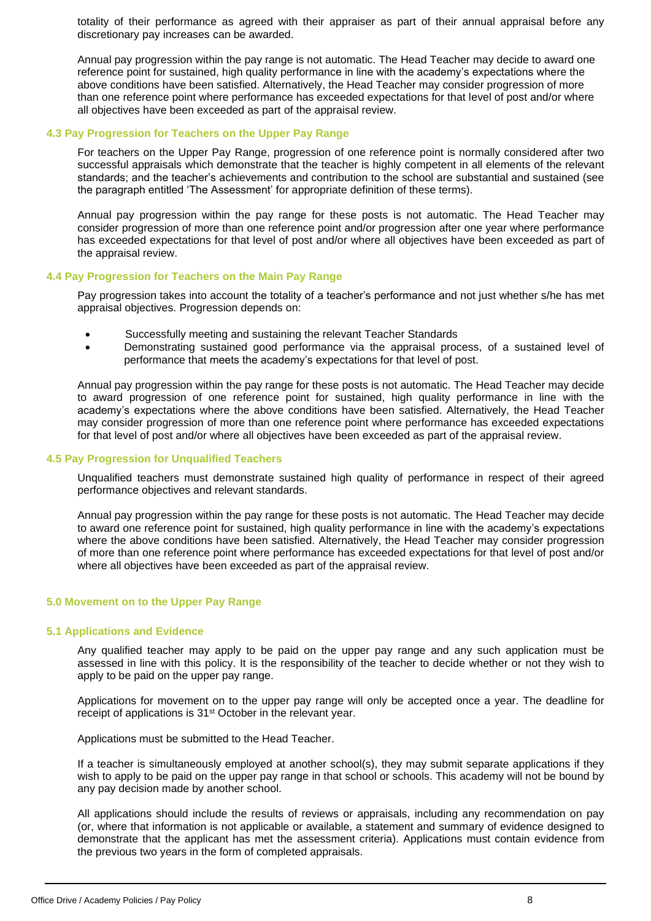totality of their performance as agreed with their appraiser as part of their annual appraisal before any discretionary pay increases can be awarded.

Annual pay progression within the pay range is not automatic. The Head Teacher may decide to award one reference point for sustained, high quality performance in line with the academy's expectations where the above conditions have been satisfied. Alternatively, the Head Teacher may consider progression of more than one reference point where performance has exceeded expectations for that level of post and/or where all objectives have been exceeded as part of the appraisal review.

### 4.3 Pay Progression for Teachers on the Upper Pay Range

For teachers on the Upper Pay Range, progression of one reference point is normally considered after two successful appraisals which demonstrate that the teacher is highly competent in all elements of the relevant standards; and the teacher's achievements and contribution to the school are substantial and sustained (see the paragraph entitled 'The Assessment' for appropriate definition of these terms).

Annual pay progression within the pay range for these posts is not automatic. The Head Teacher may consider progression of more than one reference point and/or progression after one year where performance has exceeded expectations for that level of post and/or where all objectives have been exceeded as part of the appraisal review.

### 4.4 Pay Progression for Teachers on the Main Pay Range

Pay progression takes into account the totality of a teacher's performance and not just whether s/he has met appraisal objectives. Progression depends on:

- Successfully meeting and sustaining the relevant Teacher Standards
- Demonstrating sustained good performance via the appraisal process, of a sustained level of performance that meets the academy's expectations for that level of post.

Annual pay progression within the pay range for these posts is not automatic. The Head Teacher may decide to award progression of one reference point for sustained, high quality performance in line with the academy's expectations where the above conditions have been satisfied. Alternatively, the Head Teacher may consider progression of more than one reference point where performance has exceeded expectations for that level of post and/or where all objectives have been exceeded as part of the appraisal review.

### 4.5 Pay Progression for Unqualified Teachers

Unqualified teachers must demonstrate sustained high quality of performance in respect of their agreed performance objectives and relevant standards.

Annual pay progression within the pay range for these posts is not automatic. The Head Teacher may decide to award one reference point for sustained, high quality performance in line with the academy's expectations where the above conditions have been satisfied. Alternatively, the Head Teacher may consider progression of more than one reference point where performance has exceeded expectations for that level of post and/or where all objectives have been exceeded as part of the appraisal review.

## 5.0 Movement on to the Upper Pay Range

### 5.1 Applications and Evidence

Any qualified teacher may apply to be paid on the upper pay range and any such application must be assessed in line with this policy. It is the responsibility of the teacher to decide whether or not they wish to apply to be paid on the upper pay range.

Applications for movement on to the upper pay range will only be accepted once a year. The deadline for receipt of applications is 31st October in the relevant year.

Applications must be submitted to the Head Teacher.

If a teacher is simultaneously employed at another school(s), they may submit separate applications if they wish to apply to be paid on the upper pay range in that school or schools. This academy will not be bound by any pay decision made by another school.

All applications should include the results of reviews or appraisals, including any recommendation on pay (or, where that information is not applicable or available, a statement and summary of evidence designed to demonstrate that the applicant has met the assessment criteria). Applications must contain evidence from the previous two years in the form of completed appraisals.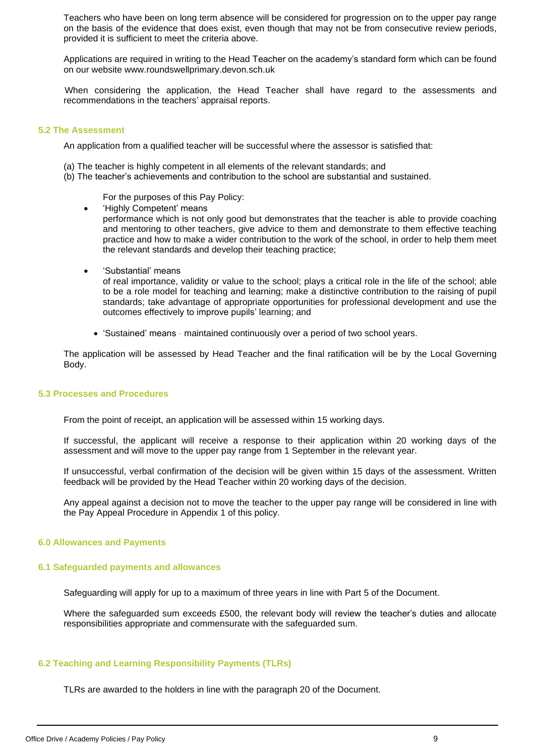Teachers who have been on long term absence will be considered for progression on to the upper pay range on the basis of the evidence that does exist, even though that may not be from consecutive review periods, provided it is sufficient to meet the criteria above.

Applications are required in writing to the Head Teacher on the academy's standard form which can be found on our website www.roundswellprimary.devon.sch.uk

When considering the application, the Head Teacher shall have regard to the assessments and recommendations in the teachers' appraisal reports.

### 5.2 The Assessment

An application from a qualified teacher will be successful where the assessor is satisfied that:

(a) The teacher is highly competent in all elements of the relevant standards; and
(b) The teacher's achievements and contribution to the school are substantial and sustained.

For the purposes of this Pay Policy:

- 'Highly Competent' means
  performance which is not only good but demonstrates that the teacher is able to provide coaching and mentoring to other teachers, give advice to them and demonstrate to them effective teaching practice and how to make a wider contribution to the work of the school, in order to help them meet the relevant standards and develop their teaching practice;

- 'Substantial' means
  of real importance, validity or value to the school; plays a critical role in the life of the school; able to be a role model for teaching and learning; make a distinctive contribution to the raising of pupil standards; take advantage of appropriate opportunities for professional development and use the outcomes effectively to improve pupils' learning; and

- 'Sustained' means - maintained continuously over a period of two school years.

The application will be assessed by Head Teacher and the final ratification will be by the Local Governing Body.

### 5.3 Processes and Procedures

From the point of receipt, an application will be assessed within 15 working days.

If successful, the applicant will receive a response to their application within 20 working days of the assessment and will move to the upper pay range from 1 September in the relevant year.

If unsuccessful, verbal confirmation of the decision will be given within 15 days of the assessment. Written feedback will be provided by the Head Teacher within 20 working days of the decision.

Any appeal against a decision not to move the teacher to the upper pay range will be considered in line with the Pay Appeal Procedure in Appendix 1 of this policy.

## 6.0 Allowances and Payments

### 6.1 Safeguarded payments and allowances

Safeguarding will apply for up to a maximum of three years in line with Part 5 of the Document.

Where the safeguarded sum exceeds £500, the relevant body will review the teacher's duties and allocate responsibilities appropriate and commensurate with the safeguarded sum.

### 6.2 Teaching and Learning Responsibility Payments (TLRs)

TLRs are awarded to the holders in line with the paragraph 20 of the Document.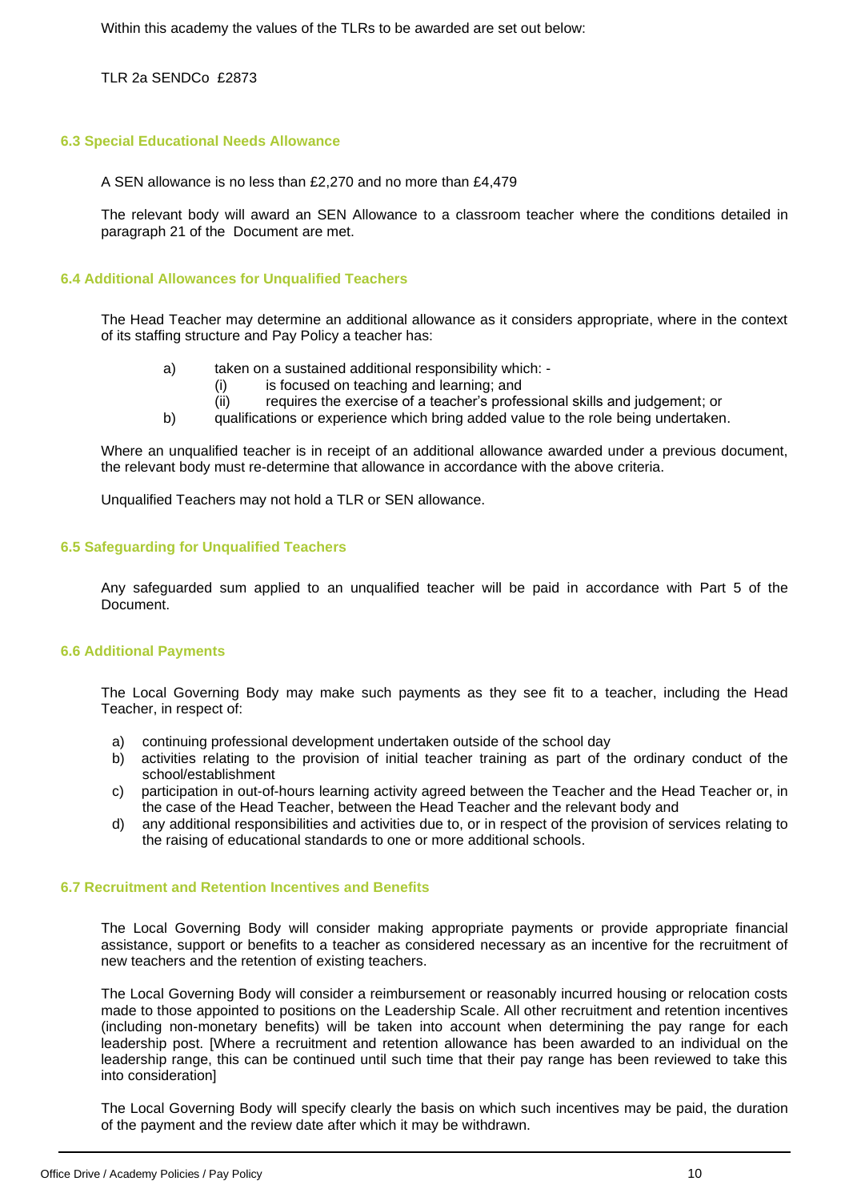Within this academy the values of the TLRs to be awarded are set out below:

TLR 2a SENDCo £2873

### 6.3 Special Educational Needs Allowance

A SEN allowance is no less than £2,270 and no more than £4,479

The relevant body will award an SEN Allowance to a classroom teacher where the conditions detailed in paragraph 21 of the Document are met.

### 6.4 Additional Allowances for Unqualified Teachers

The Head Teacher may determine an additional allowance as it considers appropriate, where in the context of its staffing structure and Pay Policy a teacher has:

a) taken on a sustained additional responsibility which: -
   (i) is focused on teaching and learning; and
   (ii) requires the exercise of a teacher's professional skills and judgement; or
b) qualifications or experience which bring added value to the role being undertaken.

Where an unqualified teacher is in receipt of an additional allowance awarded under a previous document, the relevant body must re-determine that allowance in accordance with the above criteria.

Unqualified Teachers may not hold a TLR or SEN allowance.

### 6.5 Safeguarding for Unqualified Teachers

Any safeguarded sum applied to an unqualified teacher will be paid in accordance with Part 5 of the Document.

### 6.6 Additional Payments

The Local Governing Body may make such payments as they see fit to a teacher, including the Head Teacher, in respect of:

a) continuing professional development undertaken outside of the school day
b) activities relating to the provision of initial teacher training as part of the ordinary conduct of the school/establishment
c) participation in out-of-hours learning activity agreed between the Teacher and the Head Teacher or, in the case of the Head Teacher, between the Head Teacher and the relevant body and
d) any additional responsibilities and activities due to, or in respect of the provision of services relating to the raising of educational standards to one or more additional schools.

### 6.7 Recruitment and Retention Incentives and Benefits

The Local Governing Body will consider making appropriate payments or provide appropriate financial assistance, support or benefits to a teacher as considered necessary as an incentive for the recruitment of new teachers and the retention of existing teachers.

The Local Governing Body will consider a reimbursement or reasonably incurred housing or relocation costs made to those appointed to positions on the Leadership Scale. All other recruitment and retention incentives (including non-monetary benefits) will be taken into account when determining the pay range for each leadership post. [Where a recruitment and retention allowance has been awarded to an individual on the leadership range, this can be continued until such time that their pay range has been reviewed to take this into consideration]

The Local Governing Body will specify clearly the basis on which such incentives may be paid, the duration of the payment and the review date after which it may be withdrawn.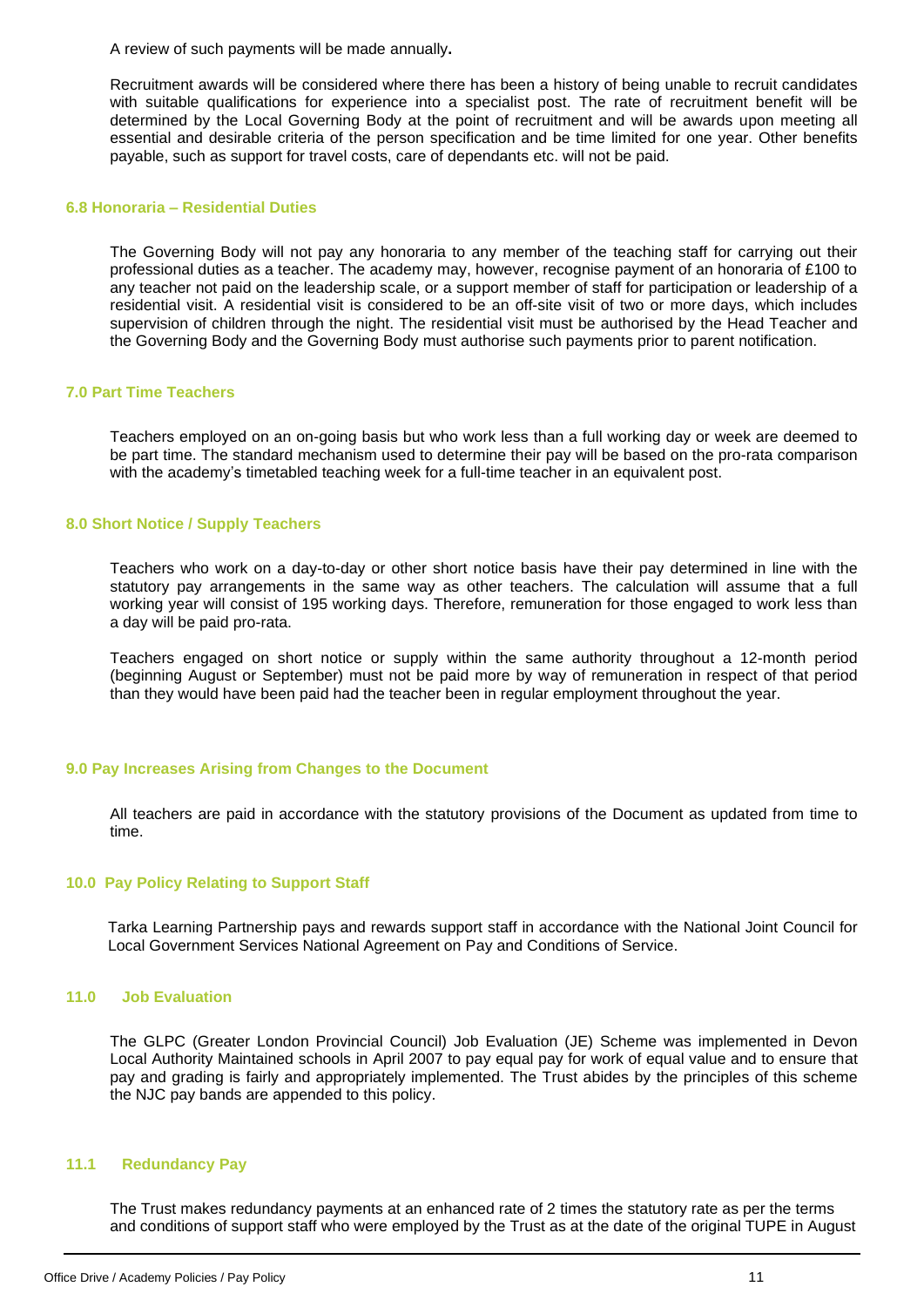A review of such payments will be made annually**.**

Recruitment awards will be considered where there has been a history of being unable to recruit candidates with suitable qualifications for experience into a specialist post. The rate of recruitment benefit will be determined by the Local Governing Body at the point of recruitment and will be awards upon meeting all essential and desirable criteria of the person specification and be time limited for one year. Other benefits payable, such as support for travel costs, care of dependants etc. will not be paid.

### 6.8 Honoraria – Residential Duties

The Governing Body will not pay any honoraria to any member of the teaching staff for carrying out their professional duties as a teacher. The academy may, however, recognise payment of an honoraria of £100 to any teacher not paid on the leadership scale, or a support member of staff for participation or leadership of a residential visit. A residential visit is considered to be an off-site visit of two or more days, which includes supervision of children through the night. The residential visit must be authorised by the Head Teacher and the Governing Body and the Governing Body must authorise such payments prior to parent notification.

## 7.0 Part Time Teachers

Teachers employed on an on-going basis but who work less than a full working day or week are deemed to be part time. The standard mechanism used to determine their pay will be based on the pro-rata comparison with the academy's timetabled teaching week for a full-time teacher in an equivalent post.

## 8.0 Short Notice / Supply Teachers

Teachers who work on a day-to-day or other short notice basis have their pay determined in line with the statutory pay arrangements in the same way as other teachers. The calculation will assume that a full working year will consist of 195 working days. Therefore, remuneration for those engaged to work less than a day will be paid pro-rata.

Teachers engaged on short notice or supply within the same authority throughout a 12-month period (beginning August or September) must not be paid more by way of remuneration in respect of that period than they would have been paid had the teacher been in regular employment throughout the year.

## 9.0 Pay Increases Arising from Changes to the Document

All teachers are paid in accordance with the statutory provisions of the Document as updated from time to time.

## 10.0 Pay Policy Relating to Support Staff

Tarka Learning Partnership pays and rewards support staff in accordance with the National Joint Council for Local Government Services National Agreement on Pay and Conditions of Service.

## 11.0 Job Evaluation

The GLPC (Greater London Provincial Council) Job Evaluation (JE) Scheme was implemented in Devon Local Authority Maintained schools in April 2007 to pay equal pay for work of equal value and to ensure that pay and grading is fairly and appropriately implemented. The Trust abides by the principles of this scheme the NJC pay bands are appended to this policy.

### 11.1 Redundancy Pay

The Trust makes redundancy payments at an enhanced rate of 2 times the statutory rate as per the terms and conditions of support staff who were employed by the Trust as at the date of the original TUPE in August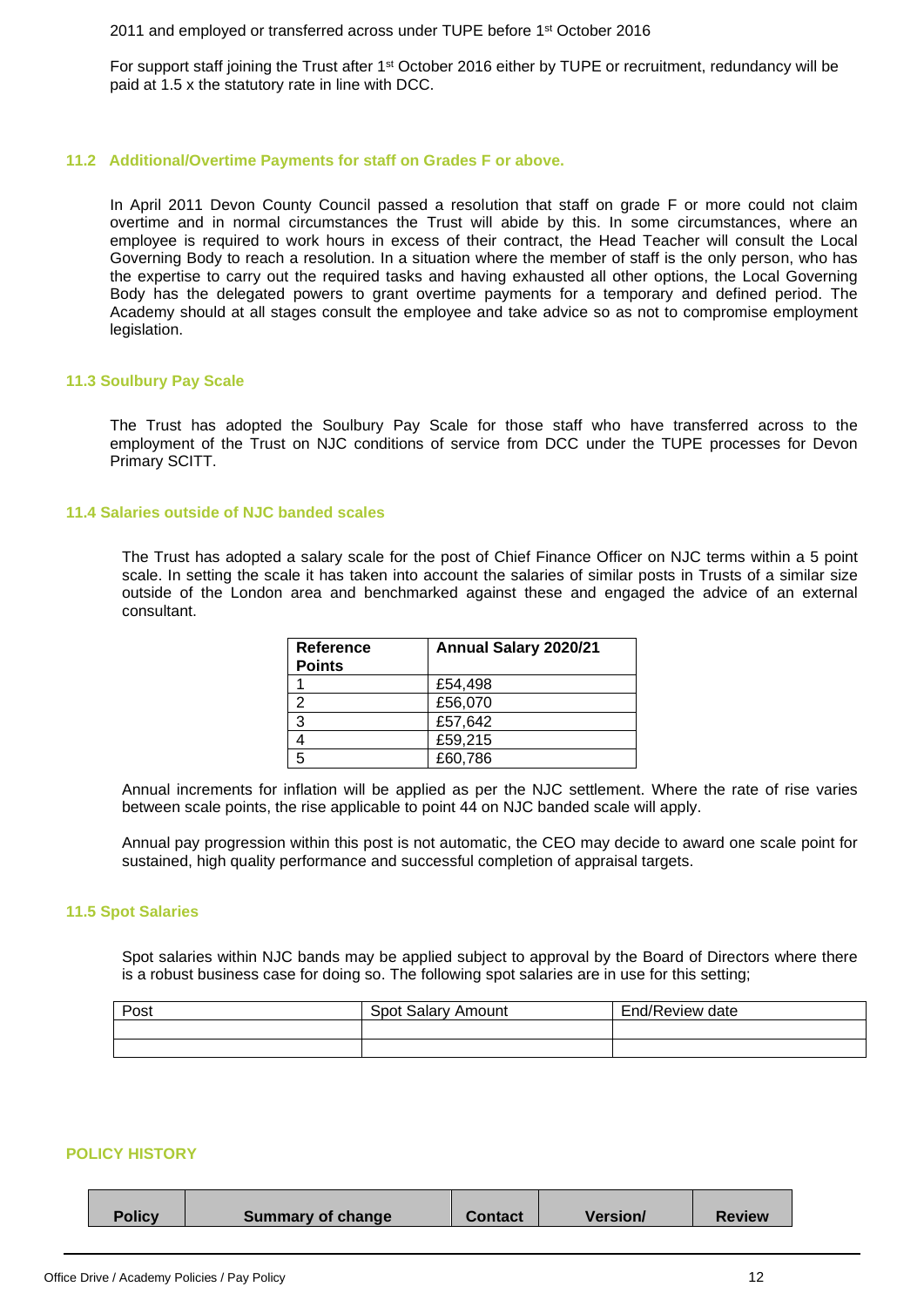2011 and employed or transferred across under TUPE before 1st October 2016

For support staff joining the Trust after 1st October 2016 either by TUPE or recruitment, redundancy will be paid at 1.5 x the statutory rate in line with DCC.

### 11.2 Additional/Overtime Payments for staff on Grades F or above.

In April 2011 Devon County Council passed a resolution that staff on grade F or more could not claim overtime and in normal circumstances the Trust will abide by this. In some circumstances, where an employee is required to work hours in excess of their contract, the Head Teacher will consult the Local Governing Body to reach a resolution. In a situation where the member of staff is the only person, who has the expertise to carry out the required tasks and having exhausted all other options, the Local Governing Body has the delegated powers to grant overtime payments for a temporary and defined period. The Academy should at all stages consult the employee and take advice so as not to compromise employment legislation.

### 11.3 Soulbury Pay Scale

The Trust has adopted the Soulbury Pay Scale for those staff who have transferred across to the employment of the Trust on NJC conditions of service from DCC under the TUPE processes for Devon Primary SCITT.

### 11.4 Salaries outside of NJC banded scales

The Trust has adopted a salary scale for the post of Chief Finance Officer on NJC terms within a 5 point scale. In setting the scale it has taken into account the salaries of similar posts in Trusts of a similar size outside of the London area and benchmarked against these and engaged the advice of an external consultant.

| Reference Points | Annual Salary 2020/21 |
|---|---|
| 1 | £54,498 |
| 2 | £56,070 |
| 3 | £57,642 |
| 4 | £59,215 |
| 5 | £60,786 |

Annual increments for inflation will be applied as per the NJC settlement. Where the rate of rise varies between scale points, the rise applicable to point 44 on NJC banded scale will apply.

Annual pay progression within this post is not automatic, the CEO may decide to award one scale point for sustained, high quality performance and successful completion of appraisal targets.

### 11.5 Spot Salaries

Spot salaries within NJC bands may be applied subject to approval by the Board of Directors where there is a robust business case for doing so. The following spot salaries are in use for this setting;

| Post | Spot Salary Amount | End/Review date |
|---|---|---|
| | | |
| | | |

## POLICY HISTORY

| Policy | Summary of change | Contact | Version/ | Review |
|---|---|---|---|---|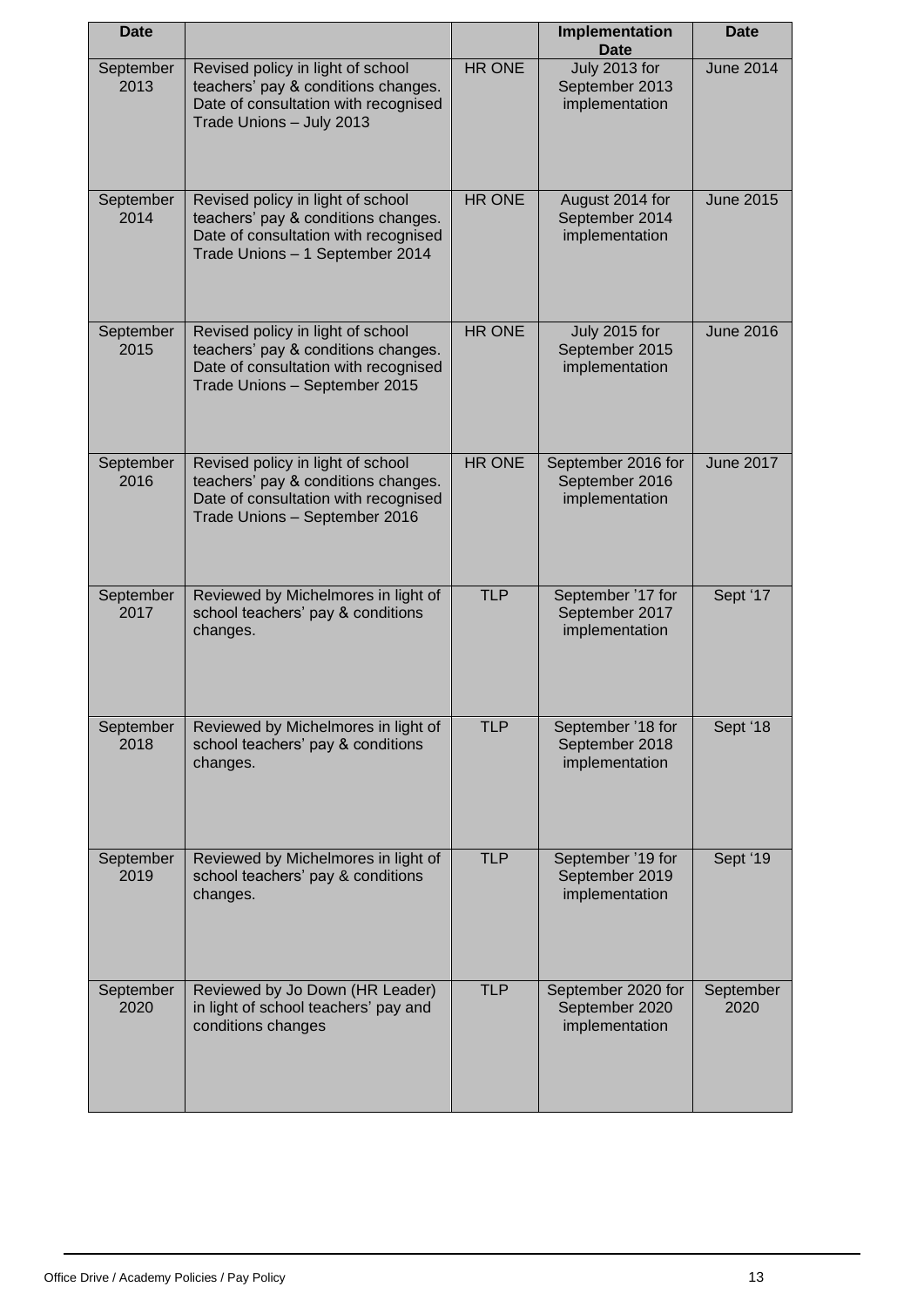| Date | | | Implementation Date | Date |
|---|---|---|---|---|
| September 2013 | Revised policy in light of school teachers' pay & conditions changes. Date of consultation with recognised Trade Unions – July 2013 | HR ONE | July 2013 for September 2013 implementation | June 2014 |
| September 2014 | Revised policy in light of school teachers' pay & conditions changes. Date of consultation with recognised Trade Unions – 1 September 2014 | HR ONE | August 2014 for September 2014 implementation | June 2015 |
| September 2015 | Revised policy in light of school teachers' pay & conditions changes. Date of consultation with recognised Trade Unions – September 2015 | HR ONE | July 2015 for September 2015 implementation | June 2016 |
| September 2016 | Revised policy in light of school teachers' pay & conditions changes. Date of consultation with recognised Trade Unions – September 2016 | HR ONE | September 2016 for September 2016 implementation | June 2017 |
| September 2017 | Reviewed by Michelmores in light of school teachers' pay & conditions changes. | TLP | September '17 for September 2017 implementation | Sept '17 |
| September 2018 | Reviewed by Michelmores in light of school teachers' pay & conditions changes. | TLP | September '18 for September 2018 implementation | Sept '18 |
| September 2019 | Reviewed by Michelmores in light of school teachers' pay & conditions changes. | TLP | September '19 for September 2019 implementation | Sept '19 |
| September 2020 | Reviewed by Jo Down (HR Leader) in light of school teachers' pay and conditions changes | TLP | September 2020 for September 2020 implementation | September 2020 |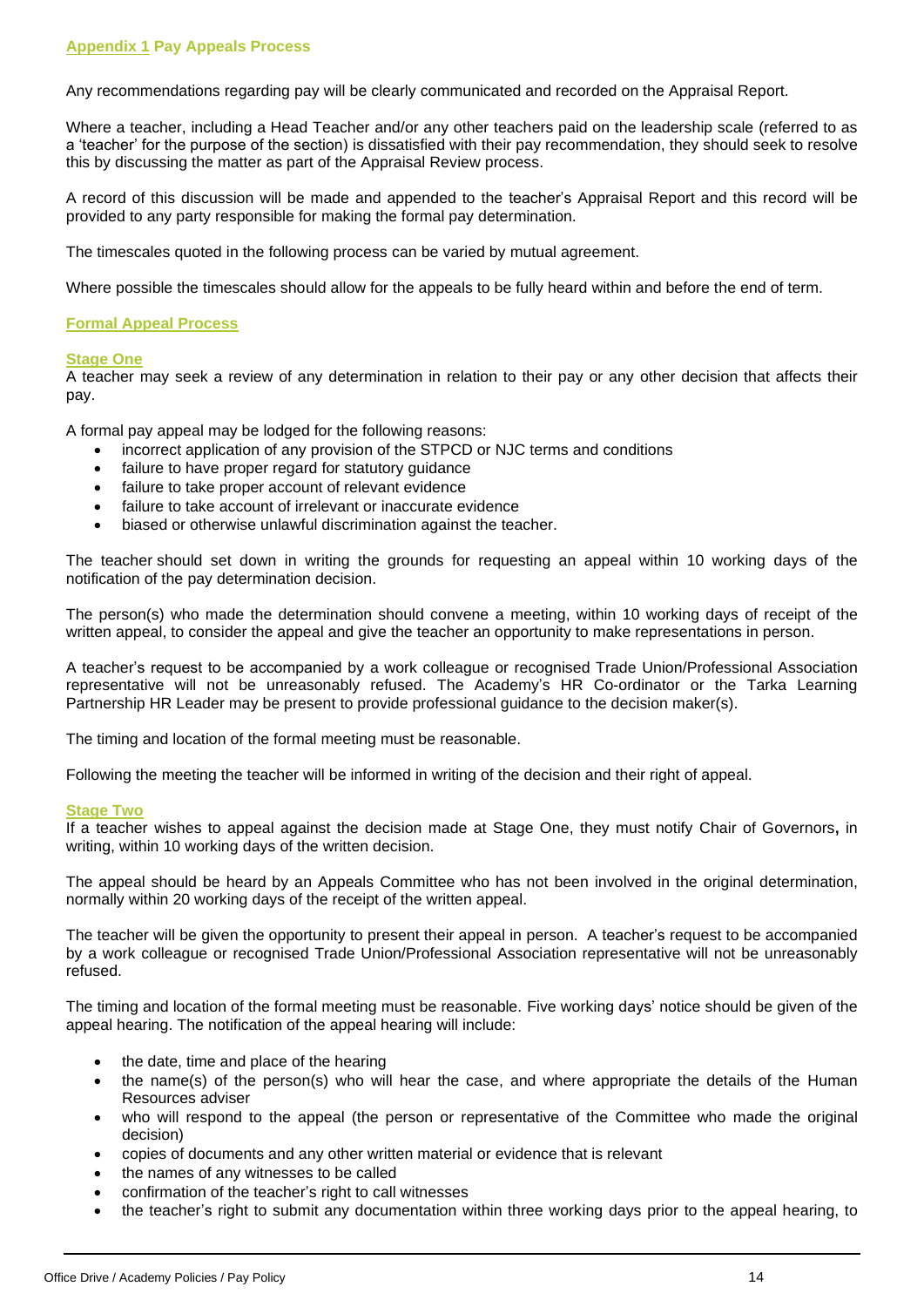## Appendix 1 Pay Appeals Process

Any recommendations regarding pay will be clearly communicated and recorded on the Appraisal Report.

Where a teacher, including a Head Teacher and/or any other teachers paid on the leadership scale (referred to as a 'teacher' for the purpose of the section) is dissatisfied with their pay recommendation, they should seek to resolve this by discussing the matter as part of the Appraisal Review process.

A record of this discussion will be made and appended to the teacher's Appraisal Report and this record will be provided to any party responsible for making the formal pay determination.

The timescales quoted in the following process can be varied by mutual agreement.

Where possible the timescales should allow for the appeals to be fully heard within and before the end of term.

### Formal Appeal Process

#### Stage One

A teacher may seek a review of any determination in relation to their pay or any other decision that affects their pay.

A formal pay appeal may be lodged for the following reasons:

- incorrect application of any provision of the STPCD or NJC terms and conditions
- failure to have proper regard for statutory guidance
- failure to take proper account of relevant evidence
- failure to take account of irrelevant or inaccurate evidence
- biased or otherwise unlawful discrimination against the teacher.

The teacher should set down in writing the grounds for requesting an appeal within 10 working days of the notification of the pay determination decision.

The person(s) who made the determination should convene a meeting, within 10 working days of receipt of the written appeal, to consider the appeal and give the teacher an opportunity to make representations in person.

A teacher's request to be accompanied by a work colleague or recognised Trade Union/Professional Association representative will not be unreasonably refused. The Academy's HR Co-ordinator or the Tarka Learning Partnership HR Leader may be present to provide professional guidance to the decision maker(s).

The timing and location of the formal meeting must be reasonable.

Following the meeting the teacher will be informed in writing of the decision and their right of appeal.

#### Stage Two

If a teacher wishes to appeal against the decision made at Stage One, they must notify Chair of Governors**,** in writing, within 10 working days of the written decision.

The appeal should be heard by an Appeals Committee who has not been involved in the original determination, normally within 20 working days of the receipt of the written appeal.

The teacher will be given the opportunity to present their appeal in person. A teacher's request to be accompanied by a work colleague or recognised Trade Union/Professional Association representative will not be unreasonably refused.

The timing and location of the formal meeting must be reasonable. Five working days' notice should be given of the appeal hearing. The notification of the appeal hearing will include:

- the date, time and place of the hearing
- the name(s) of the person(s) who will hear the case, and where appropriate the details of the Human Resources adviser
- who will respond to the appeal (the person or representative of the Committee who made the original decision)
- copies of documents and any other written material or evidence that is relevant
- the names of any witnesses to be called
- confirmation of the teacher's right to call witnesses
- the teacher's right to submit any documentation within three working days prior to the appeal hearing, to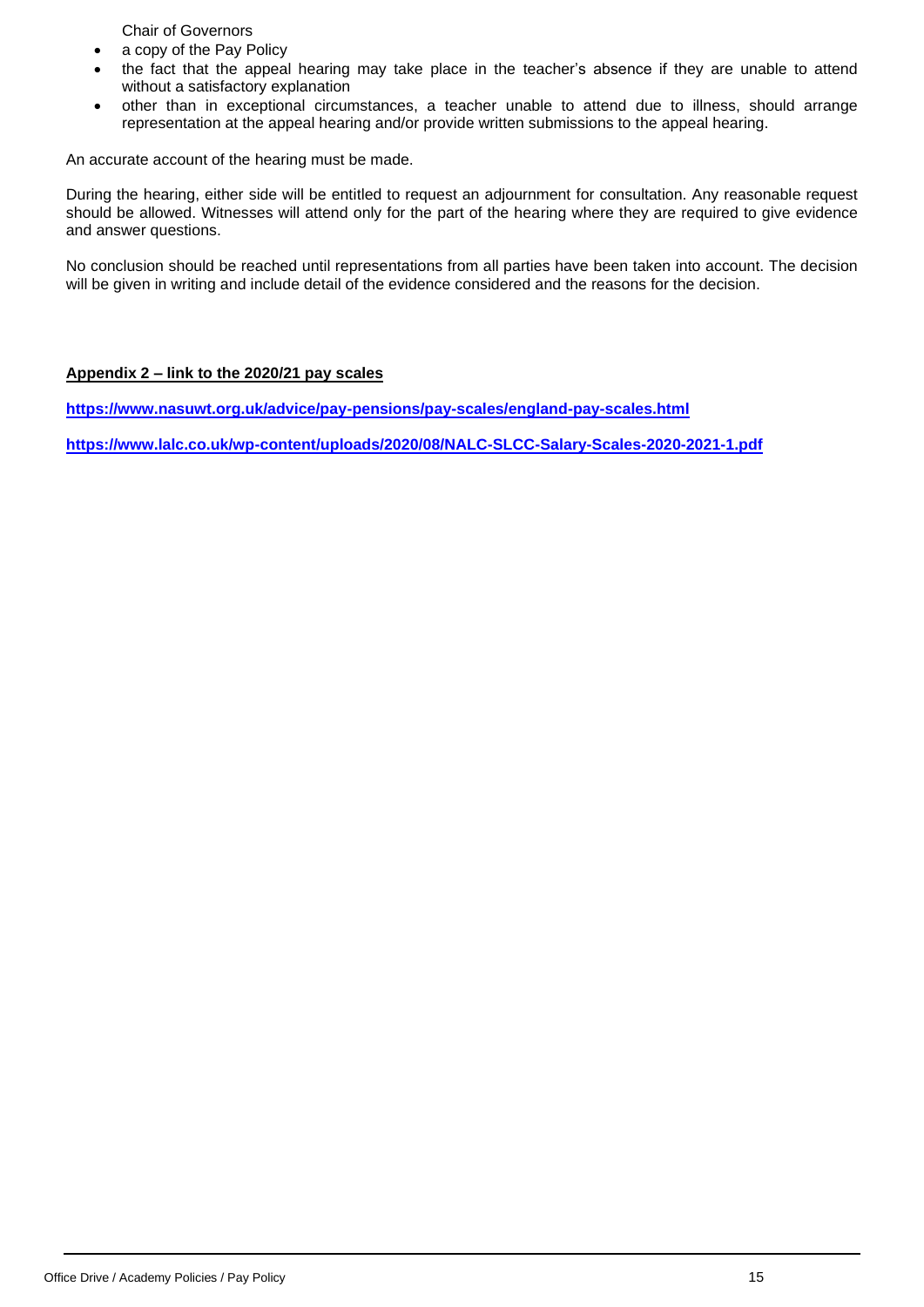Chair of Governors

- a copy of the Pay Policy
- the fact that the appeal hearing may take place in the teacher's absence if they are unable to attend without a satisfactory explanation
- other than in exceptional circumstances, a teacher unable to attend due to illness, should arrange representation at the appeal hearing and/or provide written submissions to the appeal hearing.

An accurate account of the hearing must be made.

During the hearing, either side will be entitled to request an adjournment for consultation. Any reasonable request should be allowed. Witnesses will attend only for the part of the hearing where they are required to give evidence and answer questions.

No conclusion should be reached until representations from all parties have been taken into account. The decision will be given in writing and include detail of the evidence considered and the reasons for the decision.

**Appendix 2 – link to the 2020/21 pay scales**

**https://www.nasuwt.org.uk/advice/pay-pensions/pay-scales/england-pay-scales.html**

**https://www.lalc.co.uk/wp-content/uploads/2020/08/NALC-SLCC-Salary-Scales-2020-2021-1.pdf**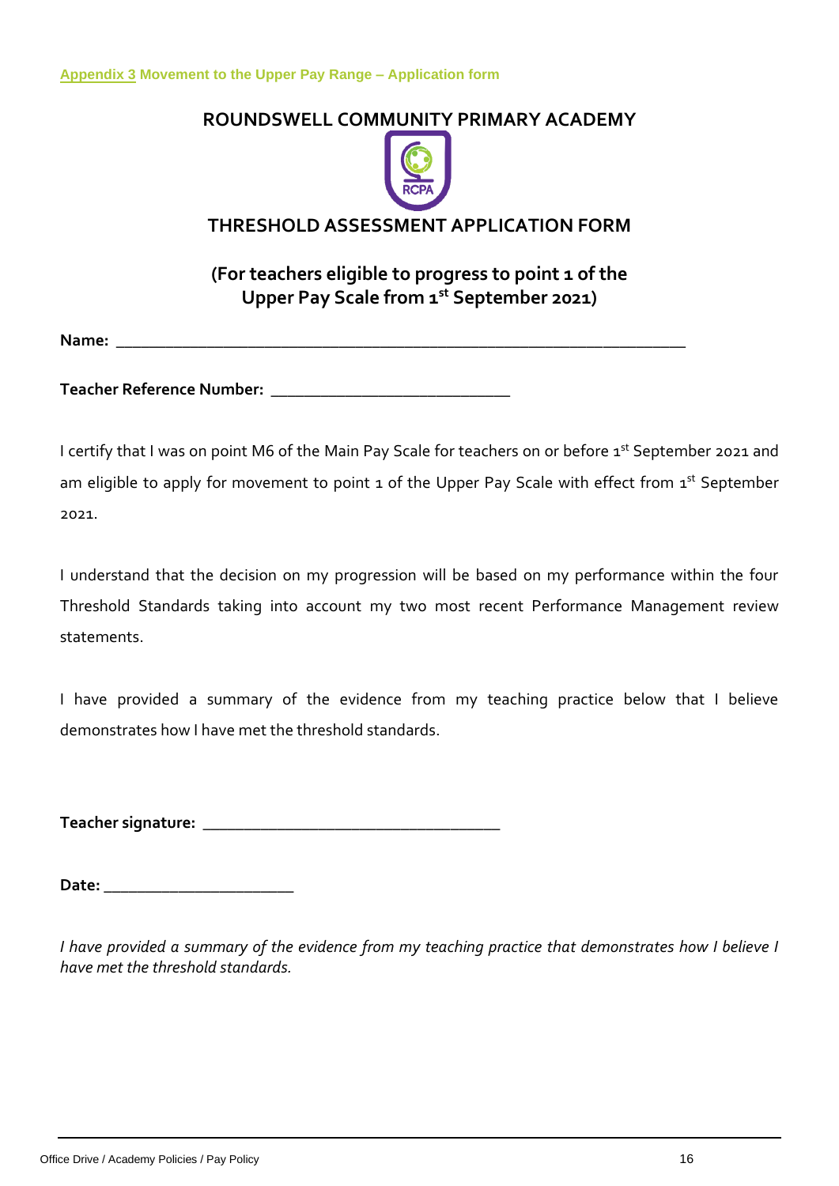Appendix 3 Movement to the Upper Pay Range – Application form

## ROUNDSWELL COMMUNITY PRIMARY ACADEMY

## THRESHOLD ASSESSMENT APPLICATION FORM

### (For teachers eligible to progress to point 1 of the Upper Pay Scale from 1st September 2021)

**Name:** ___________________________________________________________________

**Teacher Reference Number:** ____________________________

I certify that I was on point M6 of the Main Pay Scale for teachers on or before 1st September 2021 and am eligible to apply for movement to point 1 of the Upper Pay Scale with effect from 1st September 2021.

I understand that the decision on my progression will be based on my performance within the four Threshold Standards taking into account my two most recent Performance Management review statements.

I have provided a summary of the evidence from my teaching practice below that I believe demonstrates how I have met the threshold standards.

**Teacher signature:** ___________________________________

**Date:** ______________________

*I have provided a summary of the evidence from my teaching practice that demonstrates how I believe I have met the threshold standards.*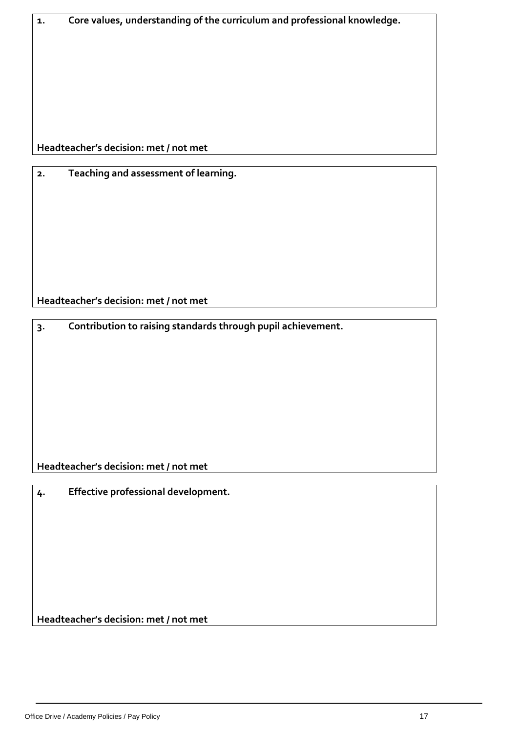**1. Core values, understanding of the curriculum and professional knowledge.**

**Headteacher's decision: met / not met**

**2. Teaching and assessment of learning.**

**Headteacher's decision: met / not met**

**3. Contribution to raising standards through pupil achievement.**

**Headteacher's decision: met / not met**

**4. Effective professional development.**

**Headteacher's decision: met / not met**